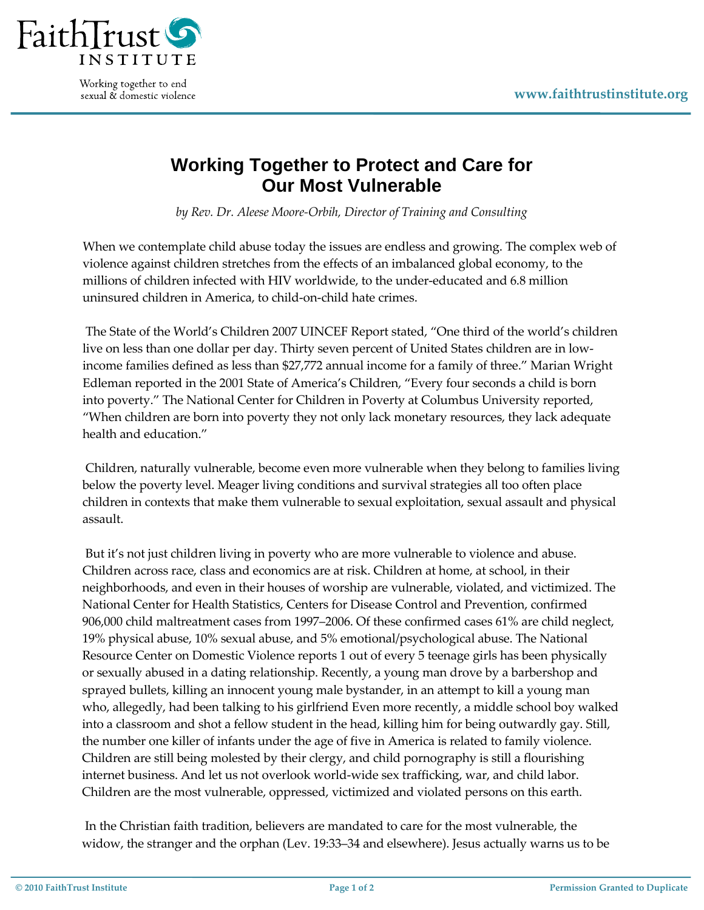# Working Together to Protect and Care for Our Most Vulnerable

*by Rev. Dr. Aleese Moore-Orbih, Director of Training and Consulting*

When we contemplate child abuse today the issues are endless and growing. The complex web of violence against children stretches from the effects of an imbalanced global economy, to the millions of children infected with HIV worldwide, to the under-educated and 6.8 million uninsured children in America, to child-on-child hate crimes.

The State of the World's Children 2007 UINCEF Report stated, "One third of the world's children live on less than one dollar per day. Thirty seven percent of United States children are in low-income families defined as less than $27,772 annual income for a family of three." Marian Wright Edleman reported in the 2001 State of America's Children, "Every four seconds a child is born into poverty." The National Center for Children in Poverty at Columbus University reported, "When children are born into poverty they not only lack monetary resources, they lack adequate health and education."

Children, naturally vulnerable, become even more vulnerable when they belong to families living below the poverty level. Meager living conditions and survival strategies all too often place children in contexts that make them vulnerable to sexual exploitation, sexual assault and physical assault.

But it's not just children living in poverty who are more vulnerable to violence and abuse. Children across race, class and economics are at risk. Children at home, at school, in their neighborhoods, and even in their houses of worship are vulnerable, violated, and victimized. The National Center for Health Statistics, Centers for Disease Control and Prevention, confirmed 906,000 child maltreatment cases from 1997–2006. Of these confirmed cases 61% are child neglect, 19% physical abuse, 10% sexual abuse, and 5% emotional/psychological abuse. The National Resource Center on Domestic Violence reports 1 out of every 5 teenage girls has been physically or sexually abused in a dating relationship. Recently, a young man drove by a barbershop and sprayed bullets, killing an innocent young male bystander, in an attempt to kill a young man who, allegedly, had been talking to his girlfriend Even more recently, a middle school boy walked into a classroom and shot a fellow student in the head, killing him for being outwardly gay. Still, the number one killer of infants under the age of five in America is related to family violence. Children are still being molested by their clergy, and child pornography is still a flourishing internet business. And let us not overlook world-wide sex trafficking, war, and child labor. Children are the most vulnerable, oppressed, victimized and violated persons on this earth.

In the Christian faith tradition, believers are mandated to care for the most vulnerable, the widow, the stranger and the orphan (Lev. 19:33–34 and elsewhere). Jesus actually warns us to be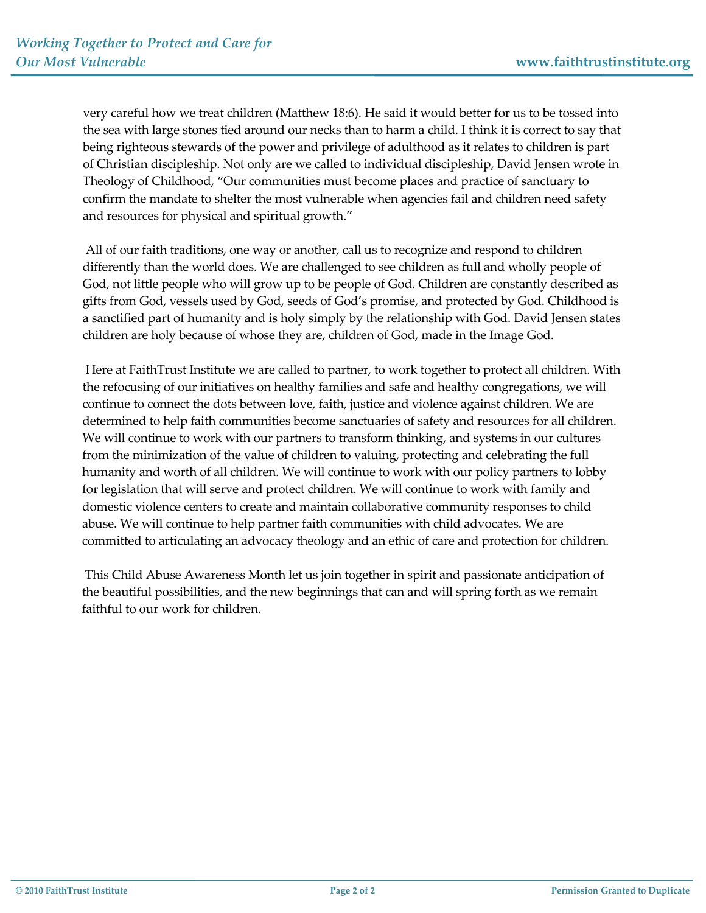very careful how we treat children (Matthew 18:6). He said it would better for us to be tossed into the sea with large stones tied around our necks than to harm a child. I think it is correct to say that being righteous stewards of the power and privilege of adulthood as it relates to children is part of Christian discipleship. Not only are we called to individual discipleship, David Jensen wrote in Theology of Childhood, "Our communities must become places and practice of sanctuary to confirm the mandate to shelter the most vulnerable when agencies fail and children need safety and resources for physical and spiritual growth."

All of our faith traditions, one way or another, call us to recognize and respond to children differently than the world does. We are challenged to see children as full and wholly people of God, not little people who will grow up to be people of God. Children are constantly described as gifts from God, vessels used by God, seeds of God's promise, and protected by God. Childhood is a sanctified part of humanity and is holy simply by the relationship with God. David Jensen states children are holy because of whose they are, children of God, made in the Image God.

Here at FaithTrust Institute we are called to partner, to work together to protect all children. With the refocusing of our initiatives on healthy families and safe and healthy congregations, we will continue to connect the dots between love, faith, justice and violence against children. We are determined to help faith communities become sanctuaries of safety and resources for all children. We will continue to work with our partners to transform thinking, and systems in our cultures from the minimization of the value of children to valuing, protecting and celebrating the full humanity and worth of all children. We will continue to work with our policy partners to lobby for legislation that will serve and protect children. We will continue to work with family and domestic violence centers to create and maintain collaborative community responses to child abuse. We will continue to help partner faith communities with child advocates. We are committed to articulating an advocacy theology and an ethic of care and protection for children.

This Child Abuse Awareness Month let us join together in spirit and passionate anticipation of the beautiful possibilities, and the new beginnings that can and will spring forth as we remain faithful to our work for children.